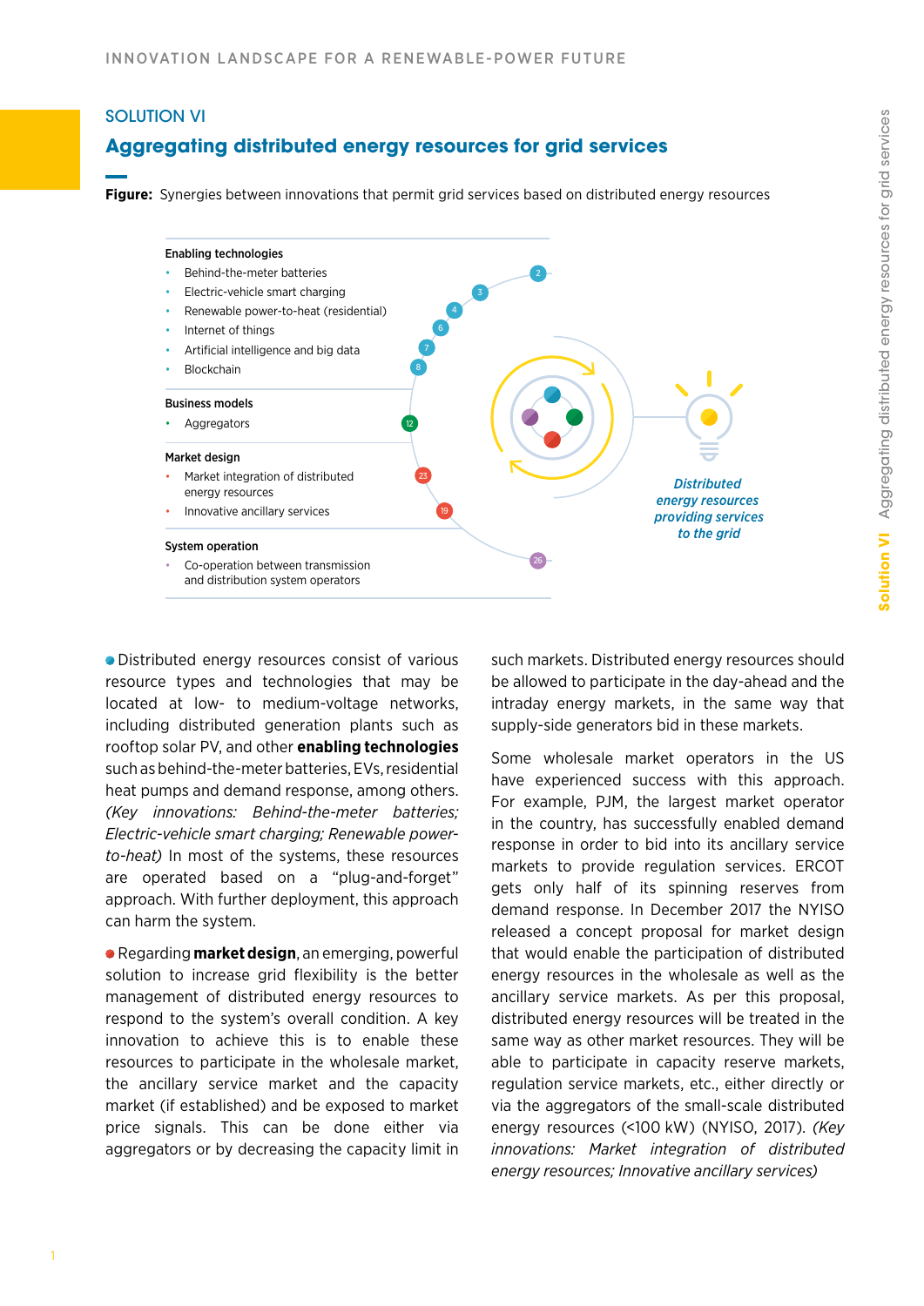## SOLUTION VI

# Aggregating distributed energy resources for grid services

**Figure:** Synergies between innovations that permit grid services based on distributed energy resources

**Enabling technologies**

- Behind-the-meter batteries (2)
- Electric-vehicle smart charging (3)
- Renewable power-to-heat (residential) (4)
- Internet of things (6)
- Artificial intelligence and big data (7)
- Blockchain (8)

**Business models**

- Aggregators (12)

**Market design**

- Market integration of distributed energy resources (23)
- Innovative ancillary services (19)

**System operation**

- Co-operation between transmission and distribution system operators (26)

*Distributed energy resources providing services to the grid*

Distributed energy resources consist of various resource types and technologies that may be located at low- to medium-voltage networks, including distributed generation plants such as rooftop solar PV, and other **enabling technologies** such as behind-the-meter batteries, EVs, residential heat pumps and demand response, among others. *(Key innovations: Behind-the-meter batteries; Electric-vehicle smart charging; Renewable power-to-heat)* In most of the systems, these resources are operated based on a "plug-and-forget" approach. With further deployment, this approach can harm the system.

Regarding **market design**, an emerging, powerful solution to increase grid flexibility is the better management of distributed energy resources to respond to the system's overall condition. A key innovation to achieve this is to enable these resources to participate in the wholesale market, the ancillary service market and the capacity market (if established) and be exposed to market price signals. This can be done either via aggregators or by decreasing the capacity limit in such markets. Distributed energy resources should be allowed to participate in the day-ahead and the intraday energy markets, in the same way that supply-side generators bid in these markets.

Some wholesale market operators in the US have experienced success with this approach. For example, PJM, the largest market operator in the country, has successfully enabled demand response in order to bid into its ancillary service markets to provide regulation services. ERCOT gets only half of its spinning reserves from demand response. In December 2017 the NYISO released a concept proposal for market design that would enable the participation of distributed energy resources in the wholesale as well as the ancillary service markets. As per this proposal, distributed energy resources will be treated in the same way as other market resources. They will be able to participate in capacity reserve markets, regulation service markets, etc., either directly or via the aggregators of the small-scale distributed energy resources (<100 kW) (NYISO, 2017). *(Key innovations: Market integration of distributed energy resources; Innovative ancillary services)*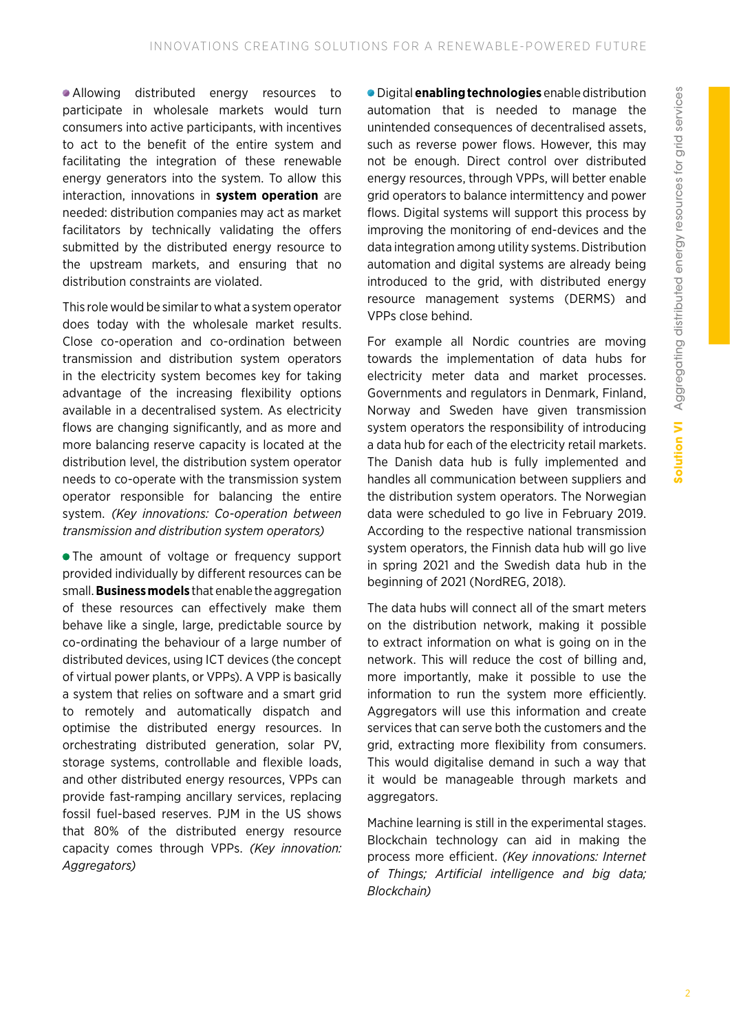- Allowing distributed energy resources to participate in wholesale markets would turn consumers into active participants, with incentives to act to the benefit of the entire system and facilitating the integration of these renewable energy generators into the system. To allow this interaction, innovations in **system operation** are needed: distribution companies may act as market facilitators by technically validating the offers submitted by the distributed energy resource to the upstream markets, and ensuring that no distribution constraints are violated.

This role would be similar to what a system operator does today with the wholesale market results. Close co-operation and co-ordination between transmission and distribution system operators in the electricity system becomes key for taking advantage of the increasing flexibility options available in a decentralised system. As electricity flows are changing significantly, and as more and more balancing reserve capacity is located at the distribution level, the distribution system operator needs to co-operate with the transmission system operator responsible for balancing the entire system. *(Key innovations: Co-operation between transmission and distribution system operators)*

- The amount of voltage or frequency support provided individually by different resources can be small. **Business models** that enable the aggregation of these resources can effectively make them behave like a single, large, predictable source by co-ordinating the behaviour of a large number of distributed devices, using ICT devices (the concept of virtual power plants, or VPPs). A VPP is basically a system that relies on software and a smart grid to remotely and automatically dispatch and optimise the distributed energy resources. In orchestrating distributed generation, solar PV, storage systems, controllable and flexible loads, and other distributed energy resources, VPPs can provide fast-ramping ancillary services, replacing fossil fuel-based reserves. PJM in the US shows that 80% of the distributed energy resource capacity comes through VPPs. *(Key innovation: Aggregators)*

- Digital **enabling technologies** enable distribution automation that is needed to manage the unintended consequences of decentralised assets, such as reverse power flows. However, this may not be enough. Direct control over distributed energy resources, through VPPs, will better enable grid operators to balance intermittency and power flows. Digital systems will support this process by improving the monitoring of end-devices and the data integration among utility systems. Distribution automation and digital systems are already being introduced to the grid, with distributed energy resource management systems (DERMS) and VPPs close behind.

For example all Nordic countries are moving towards the implementation of data hubs for electricity meter data and market processes. Governments and regulators in Denmark, Finland, Norway and Sweden have given transmission system operators the responsibility of introducing a data hub for each of the electricity retail markets. The Danish data hub is fully implemented and handles all communication between suppliers and the distribution system operators. The Norwegian data were scheduled to go live in February 2019. According to the respective national transmission system operators, the Finnish data hub will go live in spring 2021 and the Swedish data hub in the beginning of 2021 (NordREG, 2018).

The data hubs will connect all of the smart meters on the distribution network, making it possible to extract information on what is going on in the network. This will reduce the cost of billing and, more importantly, make it possible to use the information to run the system more efficiently. Aggregators will use this information and create services that can serve both the customers and the grid, extracting more flexibility from consumers. This would digitalise demand in such a way that it would be manageable through markets and aggregators.

Machine learning is still in the experimental stages. Blockchain technology can aid in making the process more efficient. *(Key innovations: Internet of Things; Artificial intelligence and big data; Blockchain)*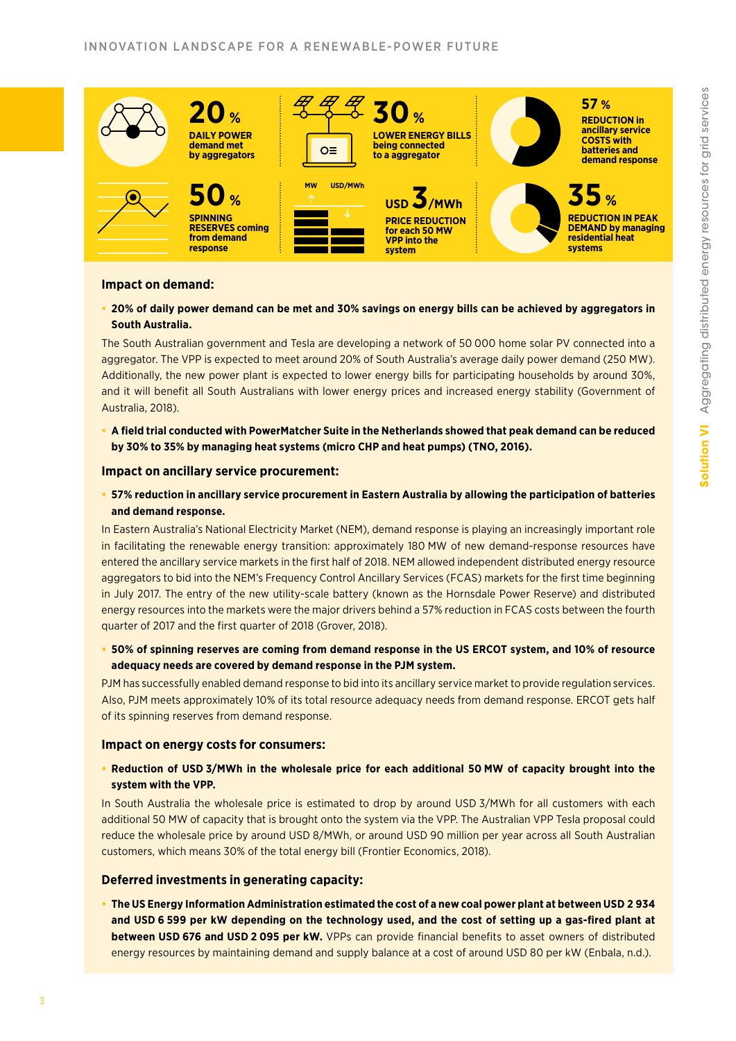**20 %** DAILY POWER demand met by aggregators

**30 %** LOWER ENERGY BILLS being connected to a aggregator

**57 %** REDUCTION in ancillary service COSTS with batteries and demand response

**50 %** SPINNING RESERVES coming from demand response

**USD 3/MWh** PRICE REDUCTION for each 50 MW VPP into the system

**35 %** REDUCTION IN PEAK DEMAND by managing residential heat systems

### Impact on demand:

- **20% of daily power demand can be met and 30% savings on energy bills can be achieved by aggregators in South Australia.**

The South Australian government and Tesla are developing a network of 50 000 home solar PV connected into a aggregator. The VPP is expected to meet around 20% of South Australia's average daily power demand (250 MW). Additionally, the new power plant is expected to lower energy bills for participating households by around 30%, and it will benefit all South Australians with lower energy prices and increased energy stability (Government of Australia, 2018).

- **A field trial conducted with PowerMatcher Suite in the Netherlands showed that peak demand can be reduced by 30% to 35% by managing heat systems (micro CHP and heat pumps) (TNO, 2016).**

### Impact on ancillary service procurement:

- **57% reduction in ancillary service procurement in Eastern Australia by allowing the participation of batteries and demand response.**

In Eastern Australia's National Electricity Market (NEM), demand response is playing an increasingly important role in facilitating the renewable energy transition: approximately 180 MW of new demand-response resources have entered the ancillary service markets in the first half of 2018. NEM allowed independent distributed energy resource aggregators to bid into the NEM's Frequency Control Ancillary Services (FCAS) markets for the first time beginning in July 2017. The entry of the new utility-scale battery (known as the Hornsdale Power Reserve) and distributed energy resources into the markets were the major drivers behind a 57% reduction in FCAS costs between the fourth quarter of 2017 and the first quarter of 2018 (Grover, 2018).

- **50% of spinning reserves are coming from demand response in the US ERCOT system, and 10% of resource adequacy needs are covered by demand response in the PJM system.**

PJM has successfully enabled demand response to bid into its ancillary service market to provide regulation services. Also, PJM meets approximately 10% of its total resource adequacy needs from demand response. ERCOT gets half of its spinning reserves from demand response.

### Impact on energy costs for consumers:

- **Reduction of USD 3/MWh in the wholesale price for each additional 50 MW of capacity brought into the system with the VPP.**

In South Australia the wholesale price is estimated to drop by around USD 3/MWh for all customers with each additional 50 MW of capacity that is brought onto the system via the VPP. The Australian VPP Tesla proposal could reduce the wholesale price by around USD 8/MWh, or around USD 90 million per year across all South Australian customers, which means 30% of the total energy bill (Frontier Economics, 2018).

### Deferred investments in generating capacity:

- **The US Energy Information Administration estimated the cost of a new coal power plant at between USD 2 934 and USD 6 599 per kW depending on the technology used, and the cost of setting up a gas-fired plant at between USD 676 and USD 2 095 per kW.** VPPs can provide financial benefits to asset owners of distributed energy resources by maintaining demand and supply balance at a cost of around USD 80 per kW (Enbala, n.d.).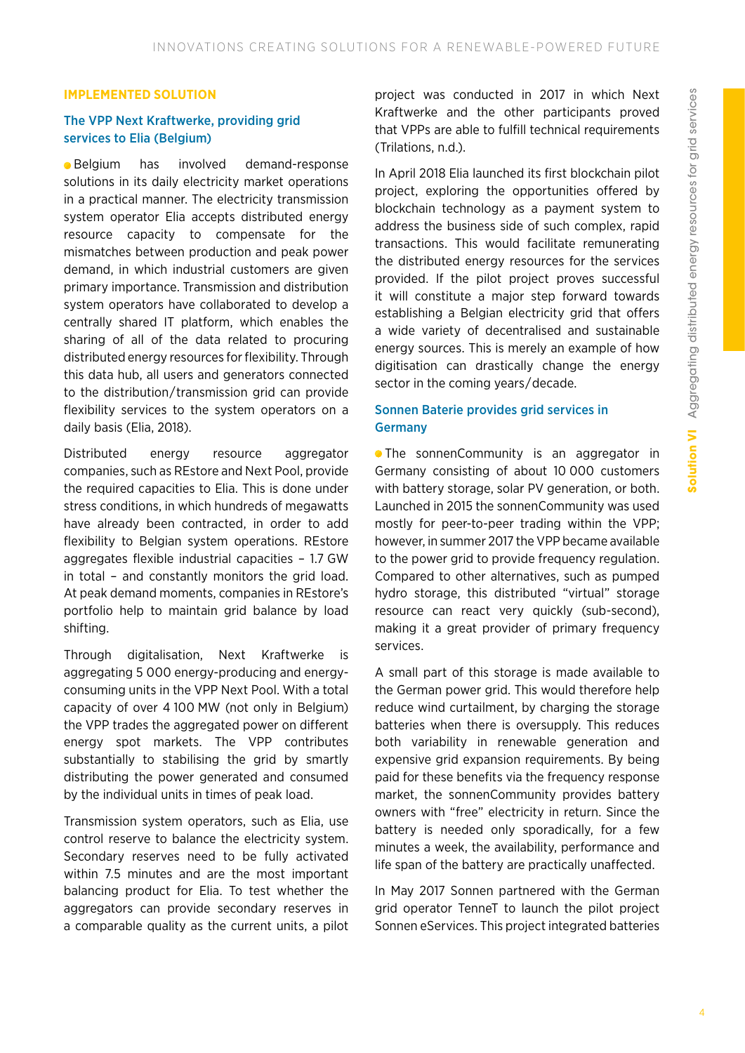## IMPLEMENTED SOLUTION

### The VPP Next Kraftwerke, providing grid services to Elia (Belgium)

Belgium has involved demand-response solutions in its daily electricity market operations in a practical manner. The electricity transmission system operator Elia accepts distributed energy resource capacity to compensate for the mismatches between production and peak power demand, in which industrial customers are given primary importance. Transmission and distribution system operators have collaborated to develop a centrally shared IT platform, which enables the sharing of all of the data related to procuring distributed energy resources for flexibility. Through this data hub, all users and generators connected to the distribution/transmission grid can provide flexibility services to the system operators on a daily basis (Elia, 2018).

Distributed energy resource aggregator companies, such as REstore and Next Pool, provide the required capacities to Elia. This is done under stress conditions, in which hundreds of megawatts have already been contracted, in order to add flexibility to Belgian system operations. REstore aggregates flexible industrial capacities – 1.7 GW in total – and constantly monitors the grid load. At peak demand moments, companies in REstore's portfolio help to maintain grid balance by load shifting.

Through digitalisation, Next Kraftwerke is aggregating 5 000 energy-producing and energy-consuming units in the VPP Next Pool. With a total capacity of over 4 100 MW (not only in Belgium) the VPP trades the aggregated power on different energy spot markets. The VPP contributes substantially to stabilising the grid by smartly distributing the power generated and consumed by the individual units in times of peak load.

Transmission system operators, such as Elia, use control reserve to balance the electricity system. Secondary reserves need to be fully activated within 7.5 minutes and are the most important balancing product for Elia. To test whether the aggregators can provide secondary reserves in a comparable quality as the current units, a pilot project was conducted in 2017 in which Next Kraftwerke and the other participants proved that VPPs are able to fulfill technical requirements (Trilations, n.d.).

In April 2018 Elia launched its first blockchain pilot project, exploring the opportunities offered by blockchain technology as a payment system to address the business side of such complex, rapid transactions. This would facilitate remunerating the distributed energy resources for the services provided. If the pilot project proves successful it will constitute a major step forward towards establishing a Belgian electricity grid that offers a wide variety of decentralised and sustainable energy sources. This is merely an example of how digitisation can drastically change the energy sector in the coming years/decade.

### Sonnen Baterie provides grid services in Germany

The sonnenCommunity is an aggregator in Germany consisting of about 10 000 customers with battery storage, solar PV generation, or both. Launched in 2015 the sonnenCommunity was used mostly for peer-to-peer trading within the VPP; however, in summer 2017 the VPP became available to the power grid to provide frequency regulation. Compared to other alternatives, such as pumped hydro storage, this distributed "virtual" storage resource can react very quickly (sub-second), making it a great provider of primary frequency services.

A small part of this storage is made available to the German power grid. This would therefore help reduce wind curtailment, by charging the storage batteries when there is oversupply. This reduces both variability in renewable generation and expensive grid expansion requirements. By being paid for these benefits via the frequency response market, the sonnenCommunity provides battery owners with "free" electricity in return. Since the battery is needed only sporadically, for a few minutes a week, the availability, performance and life span of the battery are practically unaffected.

In May 2017 Sonnen partnered with the German grid operator TenneT to launch the pilot project Sonnen eServices. This project integrated batteries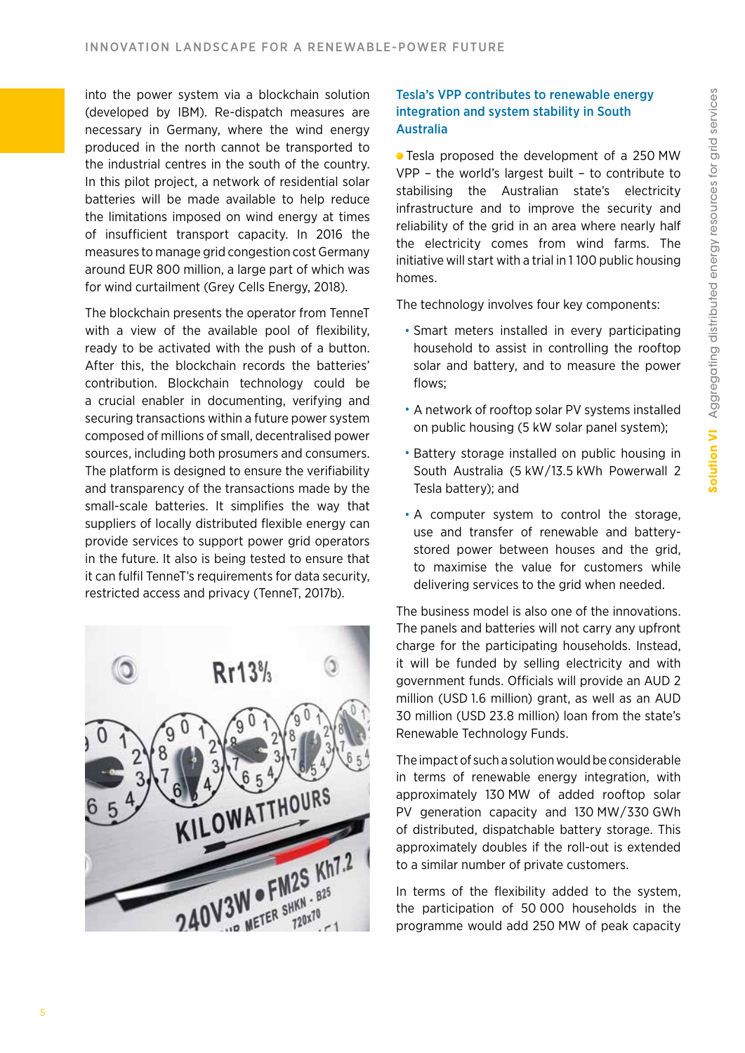into the power system via a blockchain solution (developed by IBM). Re-dispatch measures are necessary in Germany, where the wind energy produced in the north cannot be transported to the industrial centres in the south of the country. In this pilot project, a network of residential solar batteries will be made available to help reduce the limitations imposed on wind energy at times of insufficient transport capacity. In 2016 the measures to manage grid congestion cost Germany around EUR 800 million, a large part of which was for wind curtailment (Grey Cells Energy, 2018).

The blockchain presents the operator from TenneT with a view of the available pool of flexibility, ready to be activated with the push of a button. After this, the blockchain records the batteries' contribution. Blockchain technology could be a crucial enabler in documenting, verifying and securing transactions within a future power system composed of millions of small, decentralised power sources, including both prosumers and consumers. The platform is designed to ensure the verifiability and transparency of the transactions made by the small-scale batteries. It simplifies the way that suppliers of locally distributed flexible energy can provide services to support power grid operators in the future. It also is being tested to ensure that it can fulfil TenneT's requirements for data security, restricted access and privacy (TenneT, 2017b).

### Tesla's VPP contributes to renewable energy integration and system stability in South Australia

Tesla proposed the development of a 250 MW VPP – the world's largest built – to contribute to stabilising the Australian state's electricity infrastructure and to improve the security and reliability of the grid in an area where nearly half the electricity comes from wind farms. The initiative will start with a trial in 1 100 public housing homes.

The technology involves four key components:

- Smart meters installed in every participating household to assist in controlling the rooftop solar and battery, and to measure the power flows;
- A network of rooftop solar PV systems installed on public housing (5 kW solar panel system);
- Battery storage installed on public housing in South Australia (5 kW/13.5 kWh Powerwall 2 Tesla battery); and
- A computer system to control the storage, use and transfer of renewable and battery-stored power between houses and the grid, to maximise the value for customers while delivering services to the grid when needed.

The business model is also one of the innovations. The panels and batteries will not carry any upfront charge for the participating households. Instead, it will be funded by selling electricity and with government funds. Officials will provide an AUD 2 million (USD 1.6 million) grant, as well as an AUD 30 million (USD 23.8 million) loan from the state's Renewable Technology Funds.

The impact of such a solution would be considerable in terms of renewable energy integration, with approximately 130 MW of added rooftop solar PV generation capacity and 130 MW/330 GWh of distributed, dispatchable battery storage. This approximately doubles if the roll-out is extended to a similar number of private customers.

In terms of the flexibility added to the system, the participation of 50 000 households in the programme would add 250 MW of peak capacity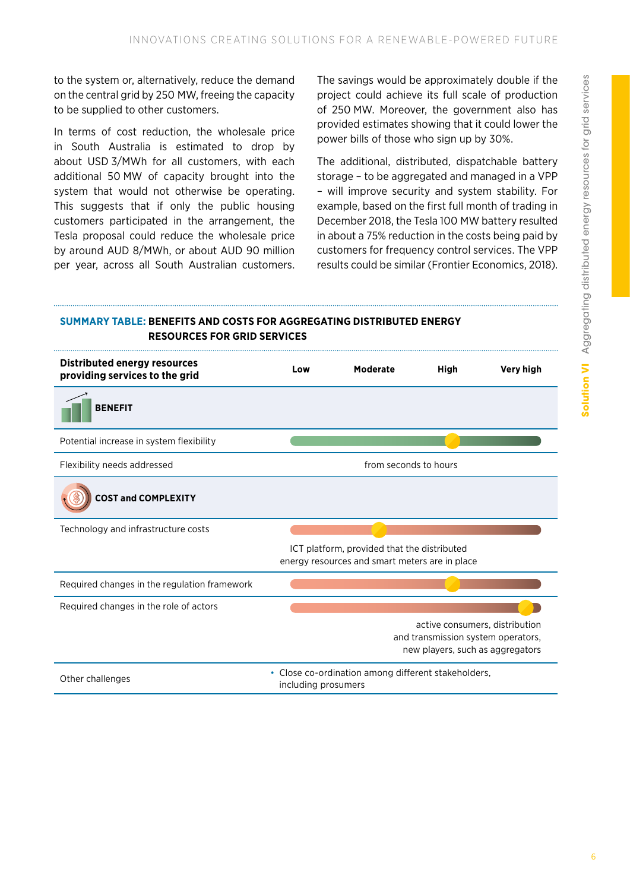to the system or, alternatively, reduce the demand on the central grid by 250 MW, freeing the capacity to be supplied to other customers.

In terms of cost reduction, the wholesale price in South Australia is estimated to drop by about USD 3/MWh for all customers, with each additional 50 MW of capacity brought into the system that would not otherwise be operating. This suggests that if only the public housing customers participated in the arrangement, the Tesla proposal could reduce the wholesale price by around AUD 8/MWh, or about AUD 90 million per year, across all South Australian customers.

The savings would be approximately double if the project could achieve its full scale of production of 250 MW. Moreover, the government also has provided estimates showing that it could lower the power bills of those who sign up by 30%.

The additional, distributed, dispatchable battery storage – to be aggregated and managed in a VPP – will improve security and system stability. For example, based on the first full month of trading in December 2018, the Tesla 100 MW battery resulted in about a 75% reduction in the costs being paid by customers for frequency control services. The VPP results could be similar (Frontier Economics, 2018).

**SUMMARY TABLE: BENEFITS AND COSTS FOR AGGREGATING DISTRIBUTED ENERGY RESOURCES FOR GRID SERVICES**

| Distributed energy resources providing services to the grid | Low | Moderate | High | Very high |
|---|---|---|---|---|
| **BENEFIT** | | | | |
| Potential increase in system flexibility | | | ● | |
| Flexibility needs addressed | from seconds to hours | | | |
| **COST and COMPLEXITY** | | | | |
| Technology and infrastructure costs | | ● | | |
| | ICT platform, provided that the distributed energy resources and smart meters are in place | | | |
| Required changes in the regulation framework | | | ● | |
| Required changes in the role of actors | | | | ● |
| | active consumers, distribution and transmission system operators, new players, such as aggregators | | | |
| Other challenges | • Close co-ordination among different stakeholders, including prosumers | | | |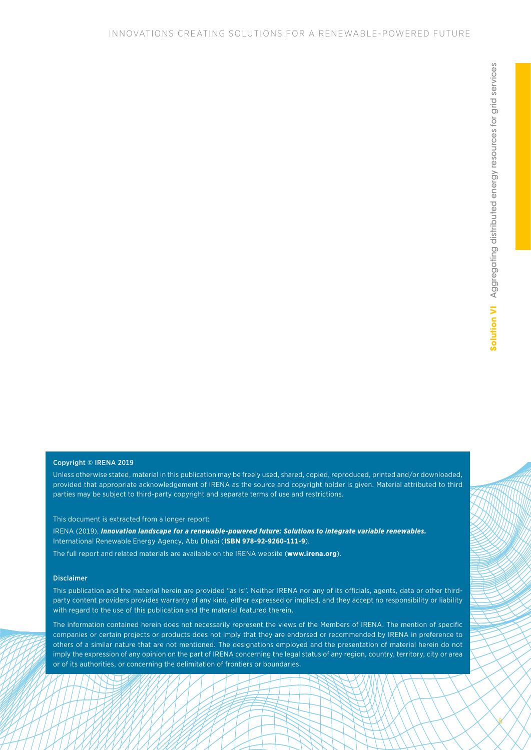**Copyright © IRENA 2019**

Unless otherwise stated, material in this publication may be freely used, shared, copied, reproduced, printed and/or downloaded, provided that appropriate acknowledgement of IRENA as the source and copyright holder is given. Material attributed to third parties may be subject to third-party copyright and separate terms of use and restrictions.

This document is extracted from a longer report:

IRENA (2019), ***Innovation landscape for a renewable-powered future: Solutions to integrate variable renewables.*** International Renewable Energy Agency, Abu Dhabi (**ISBN 978-92-9260-111-9**).

The full report and related materials are available on the IRENA website (**www.irena.org**).

**Disclaimer**

This publication and the material herein are provided "as is". Neither IRENA nor any of its officials, agents, data or other third-party content providers provides warranty of any kind, either expressed or implied, and they accept no responsibility or liability with regard to the use of this publication and the material featured therein.

The information contained herein does not necessarily represent the views of the Members of IRENA. The mention of specific companies or certain projects or products does not imply that they are endorsed or recommended by IRENA in preference to others of a similar nature that are not mentioned. The designations employed and the presentation of material herein do not imply the expression of any opinion on the part of IRENA concerning the legal status of any region, country, territory, city or area or of its authorities, or concerning the delimitation of frontiers or boundaries.